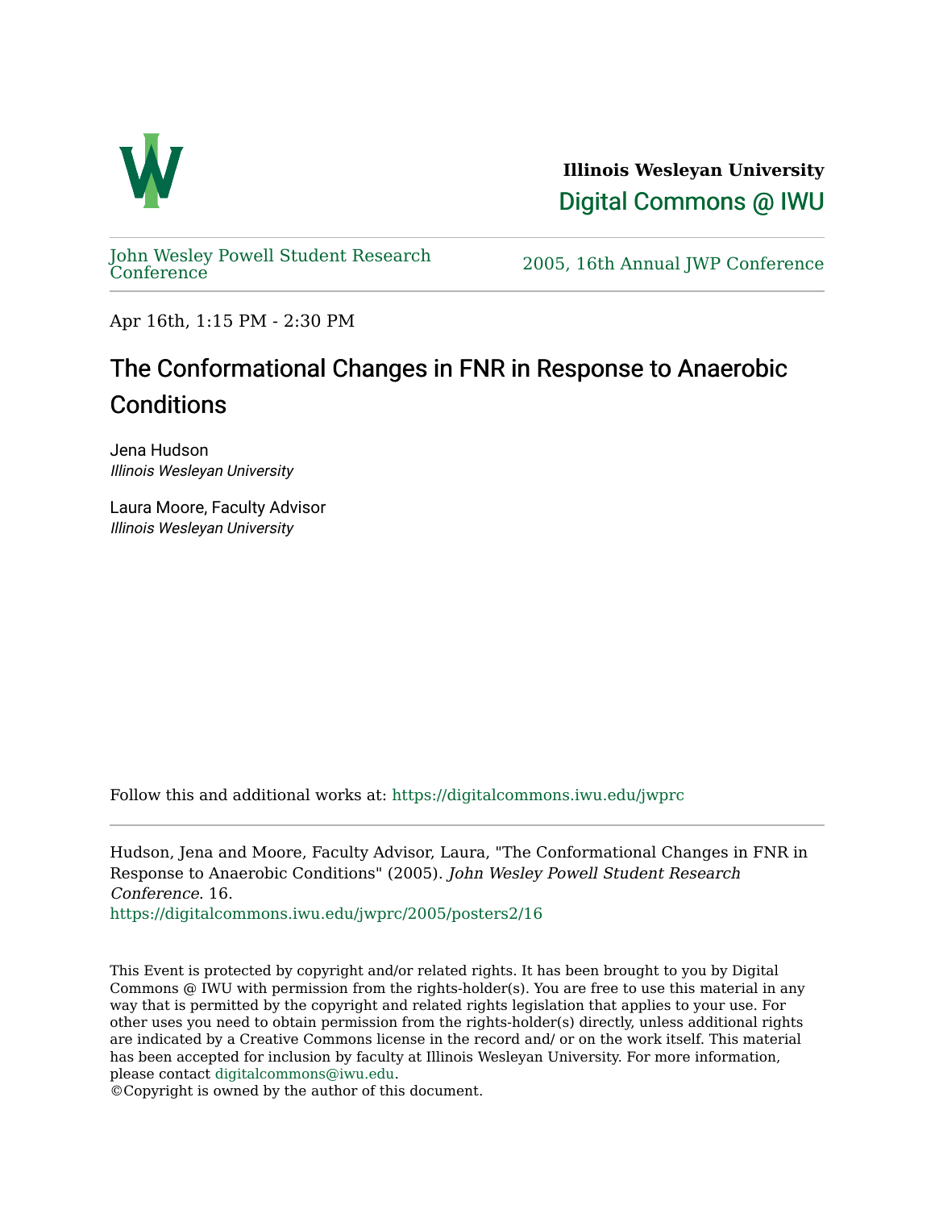**Illinois Wesleyan University**

Digital Commons @ IWU

John Wesley Powell Student Research Conference

2005, 16th Annual JWP Conference

Apr 16th, 1:15 PM - 2:30 PM

# The Conformational Changes in FNR in Response to Anaerobic Conditions

Jena Hudson
*Illinois Wesleyan University*

Laura Moore, Faculty Advisor
*Illinois Wesleyan University*

Follow this and additional works at: https://digitalcommons.iwu.edu/jwprc

Hudson, Jena and Moore, Faculty Advisor, Laura, "The Conformational Changes in FNR in Response to Anaerobic Conditions" (2005). *John Wesley Powell Student Research Conference*. 16.
https://digitalcommons.iwu.edu/jwprc/2005/posters2/16

This Event is protected by copyright and/or related rights. It has been brought to you by Digital Commons @ IWU with permission from the rights-holder(s). You are free to use this material in any way that is permitted by the copyright and related rights legislation that applies to your use. For other uses you need to obtain permission from the rights-holder(s) directly, unless additional rights are indicated by a Creative Commons license in the record and/ or on the work itself. This material has been accepted for inclusion by faculty at Illinois Wesleyan University. For more information, please contact digitalcommons@iwu.edu.
©Copyright is owned by the author of this document.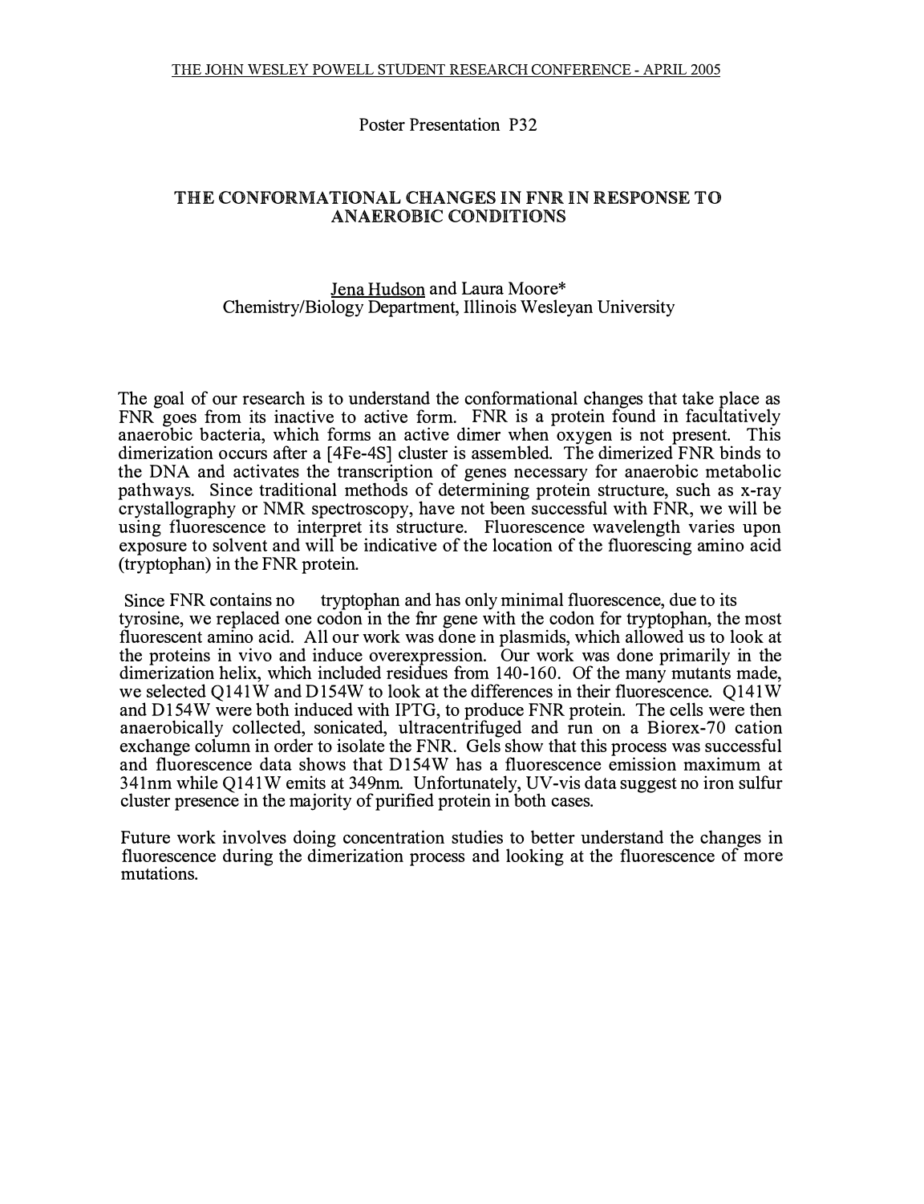Poster Presentation P32

# THE CONFORMATIONAL CHANGES IN FNR IN RESPONSE TO ANAEROBIC CONDITIONS

Jena Hudson and Laura Moore*
Chemistry/Biology Department, Illinois Wesleyan University

The goal of our research is to understand the conformational changes that take place as FNR goes from its inactive to active form. FNR is a protein found in facultatively anaerobic bacteria, which forms an active dimer when oxygen is not present. This dimerization occurs after a [4Fe-4S] cluster is assembled. The dimerized FNR binds to the DNA and activates the transcription of genes necessary for anaerobic metabolic pathways. Since traditional methods of determining protein structure, such as x-ray crystallography or NMR spectroscopy, have not been successful with FNR, we will be using fluorescence to interpret its structure. Fluorescence wavelength varies upon exposure to solvent and will be indicative of the location of the fluorescing amino acid (tryptophan) in the FNR protein.

Since FNR contains no tryptophan and has only minimal fluorescence, due to its tyrosine, we replaced one codon in the fnr gene with the codon for tryptophan, the most fluorescent amino acid. All our work was done in plasmids, which allowed us to look at the proteins in vivo and induce overexpression. Our work was done primarily in the dimerization helix, which included residues from 140-160. Of the many mutants made, we selected Q141W and D154W to look at the differences in their fluorescence. Q141W and D154W were both induced with IPTG, to produce FNR protein. The cells were then anaerobically collected, sonicated, ultracentrifuged and run on a Biorex-70 cation exchange column in order to isolate the FNR. Gels show that this process was successful and fluorescence data shows that D154W has a fluorescence emission maximum at 341nm while Q141W emits at 349nm. Unfortunately, UV-vis data suggest no iron sulfur cluster presence in the majority of purified protein in both cases.

Future work involves doing concentration studies to better understand the changes in fluorescence during the dimerization process and looking at the fluorescence of more mutations.